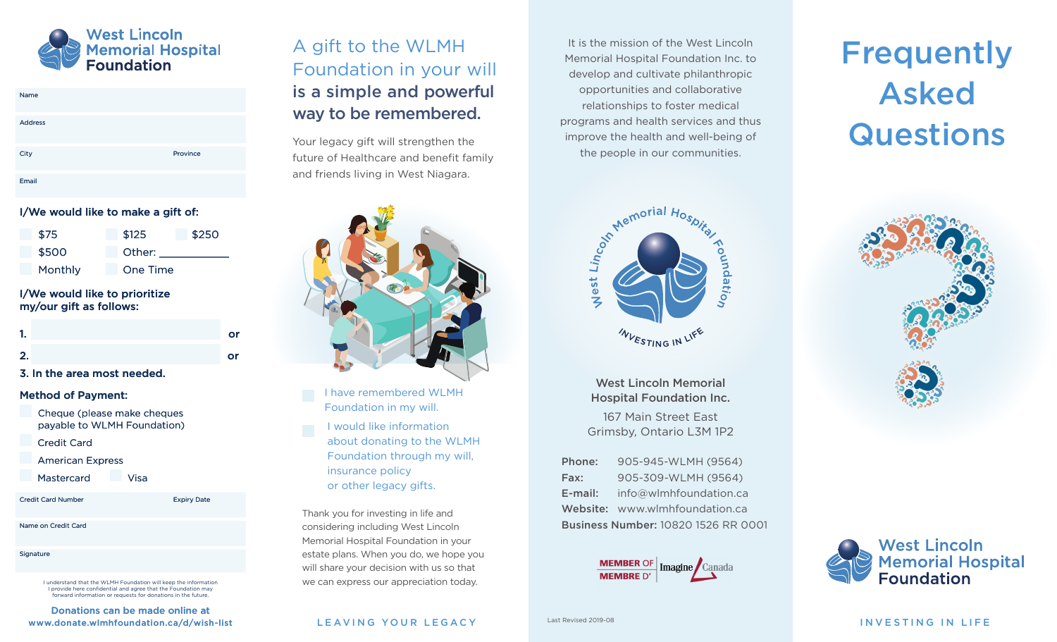# West Lincoln Memorial Hospital Foundation

Name

Address

City | Province

Email

**I/We would like to make a gift of:**

- $75
- $125
- $250
- $500
- Other: ___________
- Monthly
- One Time

**I/We would like to prioritize my/our gift as follows:**

**1.** ____________ **or**

**2.** ____________ **or**

**3. In the area most needed.**

**Method of Payment:**

- Cheque (please make cheques payable to WLMH Foundation)
- Credit Card
- American Express
- Mastercard
- Visa

Credit Card Number | Expiry Date

Name on Credit Card

Signature

I understand that the WLMH Foundation will keep the information I provide here confidential and agree that the Foundation may forward information or requests for donations in the future.

**Donations can be made online at www.donate.wlmhfoundation.ca/d/wish-list**

## A gift to the WLMH Foundation in your will **is a simple and powerful way to be remembered.**

Your legacy gift will strengthen the future of Healthcare and benefit family and friends living in West Niagara.

- I have remembered WLMH Foundation in my will.
- I would like information about donating to the WLMH Foundation through my will, insurance policy or other legacy gifts.

Thank you for investing in life and considering including West Lincoln Memorial Hospital Foundation in your estate plans. When you do, we hope you will share your decision with us so that we can express our appreciation today.

LEAVING YOUR LEGACY

It is the mission of the West Lincoln Memorial Hospital Foundation Inc. to develop and cultivate philanthropic opportunities and collaborative relationships to foster medical programs and health services and thus improve the health and well-being of the people in our communities.

West Lincoln Memorial Hospital Foundation — INVESTING IN LIFE

**West Lincoln Memorial Hospital Foundation Inc.**

167 Main Street East
Grimsby, Ontario L3M 1P2

**Phone:** 905-945-WLMH (9564)
**Fax:** 905-309-WLMH (9564)
**E-mail:** info@wlmhfoundation.ca
**Website:** www.wlmhfoundation.ca
**Business Number:** 10820 1526 RR 0001

MEMBER OF / MEMBRE D' Imagine Canada

Last Revised 2019-08

# Frequently Asked Questions

West Lincoln Memorial Hospital Foundation

INVESTING IN LIFE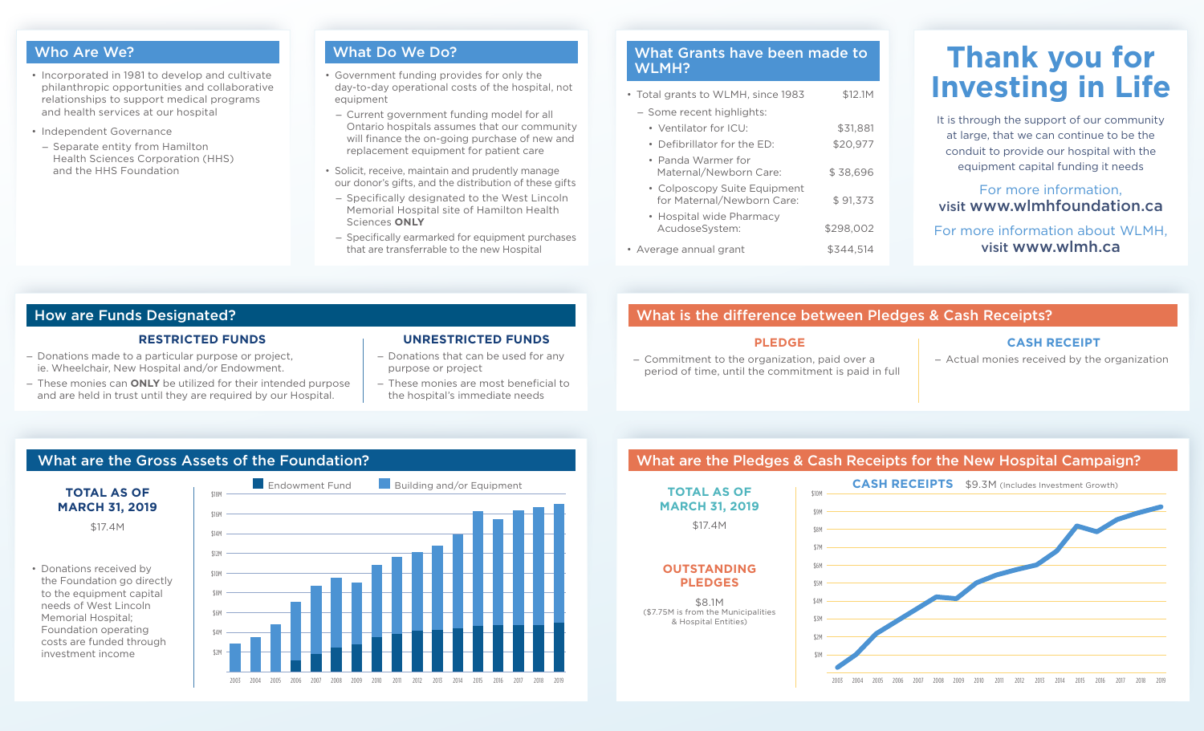## Who Are We?

- Incorporated in 1981 to develop and cultivate philanthropic opportunities and collaborative relationships to support medical programs and health services at our hospital
- Independent Governance
  - Separate entity from Hamilton Health Sciences Corporation (HHS) and the HHS Foundation

## What Do We Do?

- Government funding provides for only the day-to-day operational costs of the hospital, not equipment
  - Current government funding model for all Ontario hospitals assumes that our community will finance the on-going purchase of new and replacement equipment for patient care
- Solicit, receive, maintain and prudently manage our donor's gifts, and the distribution of these gifts
  - Specifically designated to the West Lincoln Memorial Hospital site of Hamilton Health Sciences **ONLY**
  - Specifically earmarked for equipment purchases that are transferrable to the new Hospital

## What Grants have been made to WLMH?

- Total grants to WLMH, since 1983 — $12.1M
  - Some recent highlights:
    - Ventilator for ICU: — $31,881
    - Defibrillator for the ED: — $20,977
    - Panda Warmer for Maternal/Newborn Care: — $ 38,696
    - Colposcopy Suite Equipment for Maternal/Newborn Care: — $ 91,373
    - Hospital wide Pharmacy AcudoseSystem: — $298,002
- Average annual grant — $344,514

# Thank you for Investing in Life

It is through the support of our community at large, that we can continue to be the conduit to provide our hospital with the equipment capital funding it needs

For more information,
visit **www.wlmhfoundation.ca**

For more information about WLMH,
visit **www.wlmh.ca**

## How are Funds Designated?

### RESTRICTED FUNDS

- Donations made to a particular purpose or project, ie. Wheelchair, New Hospital and/or Endowment.
- These monies can **ONLY** be utilized for their intended purpose and are held in trust until they are required by our Hospital.

### UNRESTRICTED FUNDS

- Donations that can be used for any purpose or project
- These monies are most beneficial to the hospital's immediate needs

## What is the difference between Pledges & Cash Receipts?

### PLEDGE

- Commitment to the organization, paid over a period of time, until the commitment is paid in full

### CASH RECEIPT

- Actual monies received by the organization

## What are the Gross Assets of the Foundation?

**TOTAL AS OF MARCH 31, 2019**

$17.4M

- Donations received by the Foundation go directly to the equipment capital needs of West Lincoln Memorial Hospital; Foundation operating costs are funded through investment income

Endowment Fund | Building and/or Equipment

$18M, $16M, $14M, $12M, $10M, $8M, $6M, $4M, $2M

2003 2004 2005 2006 2007 2008 2009 2010 2011 2012 2013 2014 2015 2016 2017 2018 2019

## What are the Pledges & Cash Receipts for the New Hospital Campaign?

**TOTAL AS OF MARCH 31, 2019**

$17.4M

**OUTSTANDING PLEDGES**

$8.1M
($7.75M is from the Municipalities & Hospital Entities)

**CASH RECEIPTS** $9.3M (Includes Investment Growth)

$10M, $9M, $8M, $7M, $6M, $5M, $4M, $3M, $2M, $1M

2003 2004 2005 2006 2007 2008 2009 2010 2011 2012 2013 2014 2015 2016 2017 2018 2019